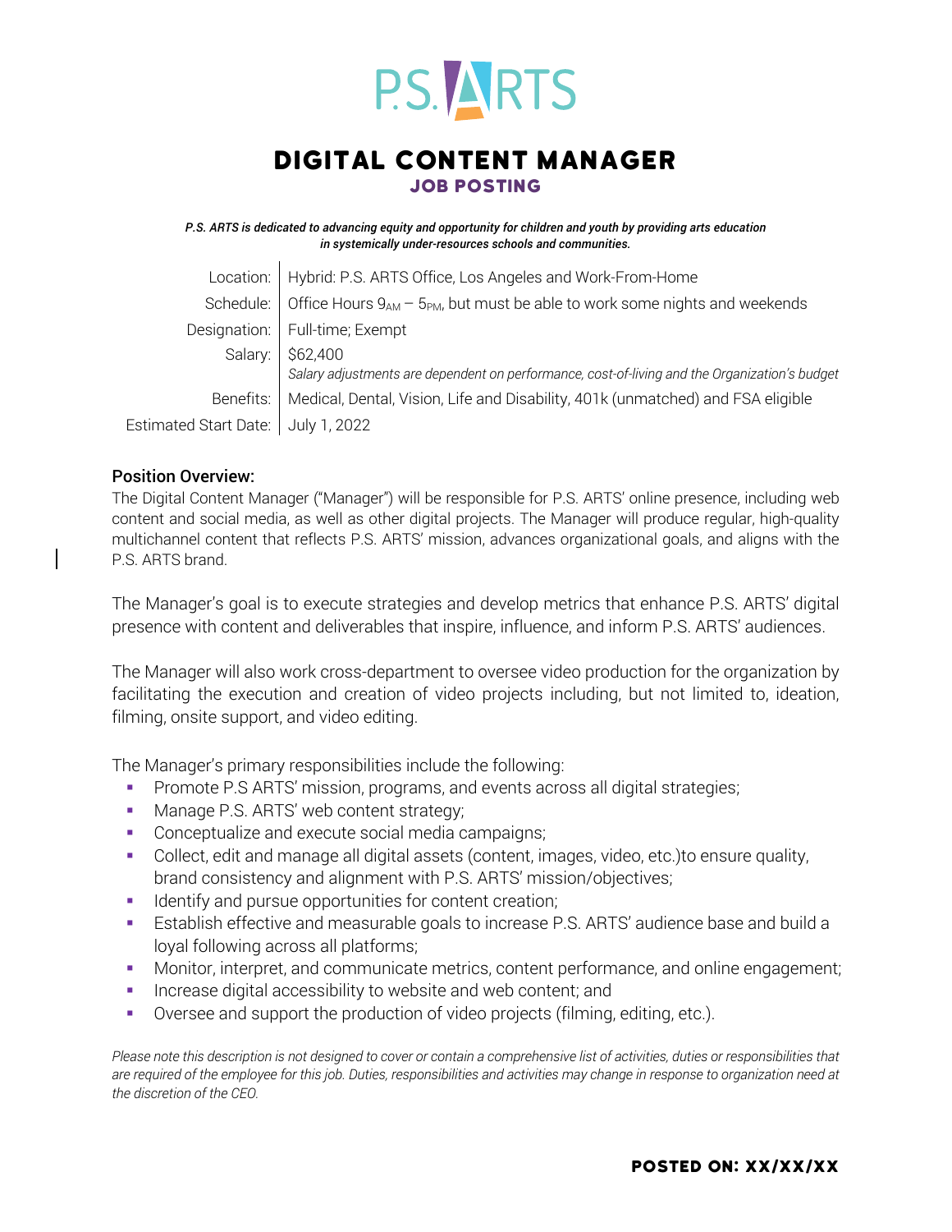# P.S. ARTS

# DIGITAL CONTENT MANAGER

## JOB POSTING

***P.S. ARTS is dedicated to advancing equity and opportunity for children and youth by providing arts education in systemically under-resources schools and communities.***

| | |
|---|---|
| Location: | Hybrid: P.S. ARTS Office, Los Angeles and Work-From-Home |
| Schedule: | Office Hours $9_{AM}$ – $5_{PM}$, but must be able to work some nights and weekends |
| Designation: | Full-time; Exempt |
| Salary: | $62,400 *Salary adjustments are dependent on performance, cost-of-living and the Organization's budget* |
| Benefits: | Medical, Dental, Vision, Life and Disability, 401k (unmatched) and FSA eligible |
| Estimated Start Date: | July 1, 2022 |

**Position Overview:**

The Digital Content Manager ("Manager") will be responsible for P.S. ARTS' online presence, including web content and social media, as well as other digital projects. The Manager will produce regular, high-quality multichannel content that reflects P.S. ARTS' mission, advances organizational goals, and aligns with the P.S. ARTS brand.

The Manager's goal is to execute strategies and develop metrics that enhance P.S. ARTS' digital presence with content and deliverables that inspire, influence, and inform P.S. ARTS' audiences.

The Manager will also work cross-department to oversee video production for the organization by facilitating the execution and creation of video projects including, but not limited to, ideation, filming, onsite support, and video editing.

The Manager's primary responsibilities include the following:

- Promote P.S ARTS' mission, programs, and events across all digital strategies;
- Manage P.S. ARTS' web content strategy;
- Conceptualize and execute social media campaigns;
- Collect, edit and manage all digital assets (content, images, video, etc.)to ensure quality, brand consistency and alignment with P.S. ARTS' mission/objectives;
- Identify and pursue opportunities for content creation;
- Establish effective and measurable goals to increase P.S. ARTS' audience base and build a loyal following across all platforms;
- Monitor, interpret, and communicate metrics, content performance, and online engagement;
- Increase digital accessibility to website and web content; and
- Oversee and support the production of video projects (filming, editing, etc.).

*Please note this description is not designed to cover or contain a comprehensive list of activities, duties or responsibilities that are required of the employee for this job. Duties, responsibilities and activities may change in response to organization need at the discretion of the CEO.*

**POSTED ON: XX/XX/XX**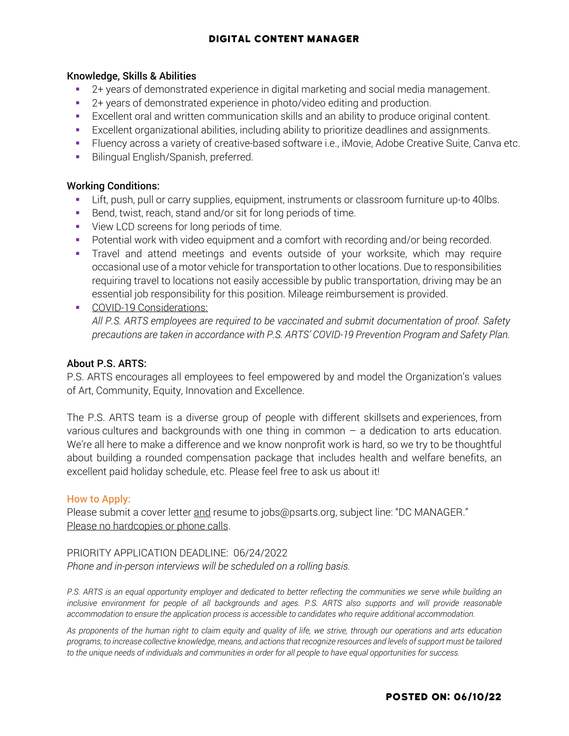## Knowledge, Skills & Abilities

- 2+ years of demonstrated experience in digital marketing and social media management.
- 2+ years of demonstrated experience in photo/video editing and production.
- Excellent oral and written communication skills and an ability to produce original content.
- Excellent organizational abilities, including ability to prioritize deadlines and assignments.
- Fluency across a variety of creative-based software i.e., iMovie, Adobe Creative Suite, Canva etc.
- Bilingual English/Spanish, preferred.

## Working Conditions:

- Lift, push, pull or carry supplies, equipment, instruments or classroom furniture up-to 40lbs.
- Bend, twist, reach, stand and/or sit for long periods of time.
- View LCD screens for long periods of time.
- Potential work with video equipment and a comfort with recording and/or being recorded.
- Travel and attend meetings and events outside of your worksite, which may require occasional use of a motor vehicle for transportation to other locations. Due to responsibilities requiring travel to locations not easily accessible by public transportation, driving may be an essential job responsibility for this position. Mileage reimbursement is provided.
- COVID-19 Considerations:
  *All P.S. ARTS employees are required to be vaccinated and submit documentation of proof. Safety precautions are taken in accordance with P.S. ARTS' COVID-19 Prevention Program and Safety Plan.*

## About P.S. ARTS:

P.S. ARTS encourages all employees to feel empowered by and model the Organization's values of Art, Community, Equity, Innovation and Excellence.

The P.S. ARTS team is a diverse group of people with different skillsets and experiences, from various cultures and backgrounds with one thing in common – a dedication to arts education. We're all here to make a difference and we know nonprofit work is hard, so we try to be thoughtful about building a rounded compensation package that includes health and welfare benefits, an excellent paid holiday schedule, etc. Please feel free to ask us about it!

## How to Apply:

Please submit a cover letter and resume to jobs@psarts.org, subject line: "DC MANAGER." Please no hardcopies or phone calls.

PRIORITY APPLICATION DEADLINE: 06/24/2022
*Phone and in-person interviews will be scheduled on a rolling basis.*

*P.S. ARTS is an equal opportunity employer and dedicated to better reflecting the communities we serve while building an inclusive environment for people of all backgrounds and ages. P.S. ARTS also supports and will provide reasonable accommodation to ensure the application process is accessible to candidates who require additional accommodation.*

*As proponents of the human right to claim equity and quality of life, we strive, through our operations and arts education programs, to increase collective knowledge, means, and actions that recognize resources and levels of support must be tailored to the unique needs of individuals and communities in order for all people to have equal opportunities for success.*

**POSTED ON: 06/10/22**